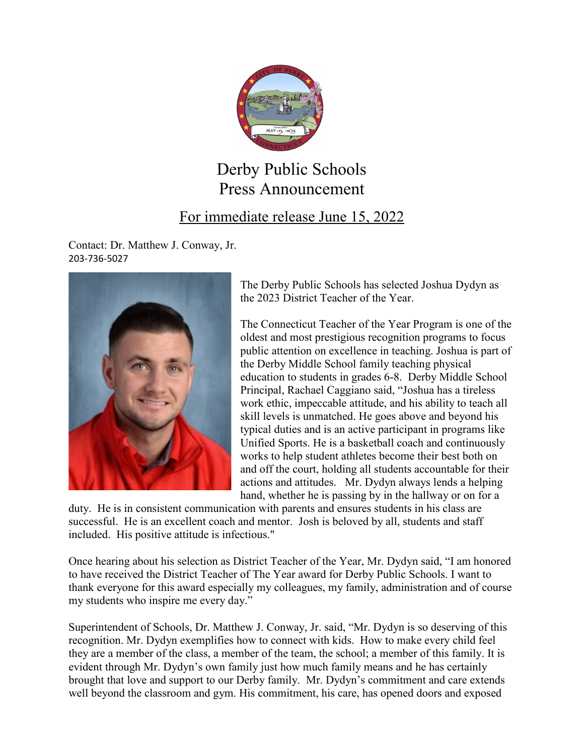# Derby Public Schools
# Press Announcement

## For immediate release June 15, 2022

Contact: Dr. Matthew J. Conway, Jr.
203-736-5027

The Derby Public Schools has selected Joshua Dydyn as the 2023 District Teacher of the Year.

The Connecticut Teacher of the Year Program is one of the oldest and most prestigious recognition programs to focus public attention on excellence in teaching. Joshua is part of the Derby Middle School family teaching physical education to students in grades 6-8. Derby Middle School Principal, Rachael Caggiano said, "Joshua has a tireless work ethic, impeccable attitude, and his ability to teach all skill levels is unmatched. He goes above and beyond his typical duties and is an active participant in programs like Unified Sports. He is a basketball coach and continuously works to help student athletes become their best both on and off the court, holding all students accountable for their actions and attitudes. Mr. Dydyn always lends a helping hand, whether he is passing by in the hallway or on for a duty. He is in consistent communication with parents and ensures students in his class are successful. He is an excellent coach and mentor. Josh is beloved by all, students and staff included. His positive attitude is infectious."

Once hearing about his selection as District Teacher of the Year, Mr. Dydyn said, "I am honored to have received the District Teacher of The Year award for Derby Public Schools. I want to thank everyone for this award especially my colleagues, my family, administration and of course my students who inspire me every day."

Superintendent of Schools, Dr. Matthew J. Conway, Jr. said, "Mr. Dydyn is so deserving of this recognition. Mr. Dydyn exemplifies how to connect with kids. How to make every child feel they are a member of the class, a member of the team, the school; a member of this family. It is evident through Mr. Dydyn's own family just how much family means and he has certainly brought that love and support to our Derby family. Mr. Dydyn's commitment and care extends well beyond the classroom and gym. His commitment, his care, has opened doors and exposed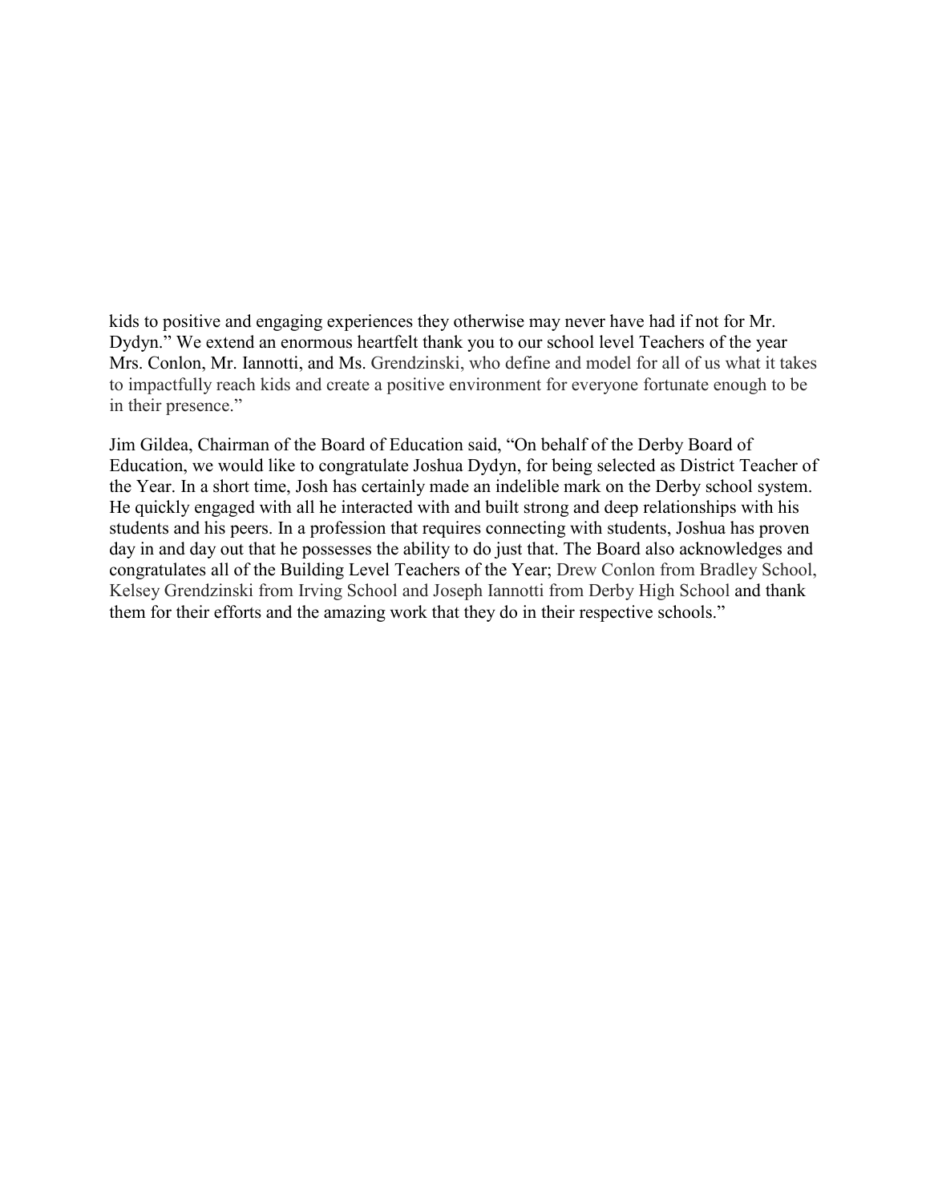kids to positive and engaging experiences they otherwise may never have had if not for Mr. Dydyn." We extend an enormous heartfelt thank you to our school level Teachers of the year Mrs. Conlon, Mr. Iannotti, and Ms. Grendzinski, who define and model for all of us what it takes to impactfully reach kids and create a positive environment for everyone fortunate enough to be in their presence."

Jim Gildea, Chairman of the Board of Education said, "On behalf of the Derby Board of Education, we would like to congratulate Joshua Dydyn, for being selected as District Teacher of the Year. In a short time, Josh has certainly made an indelible mark on the Derby school system. He quickly engaged with all he interacted with and built strong and deep relationships with his students and his peers. In a profession that requires connecting with students, Joshua has proven day in and day out that he possesses the ability to do just that. The Board also acknowledges and congratulates all of the Building Level Teachers of the Year; Drew Conlon from Bradley School, Kelsey Grendzinski from Irving School and Joseph Iannotti from Derby High School and thank them for their efforts and the amazing work that they do in their respective schools."